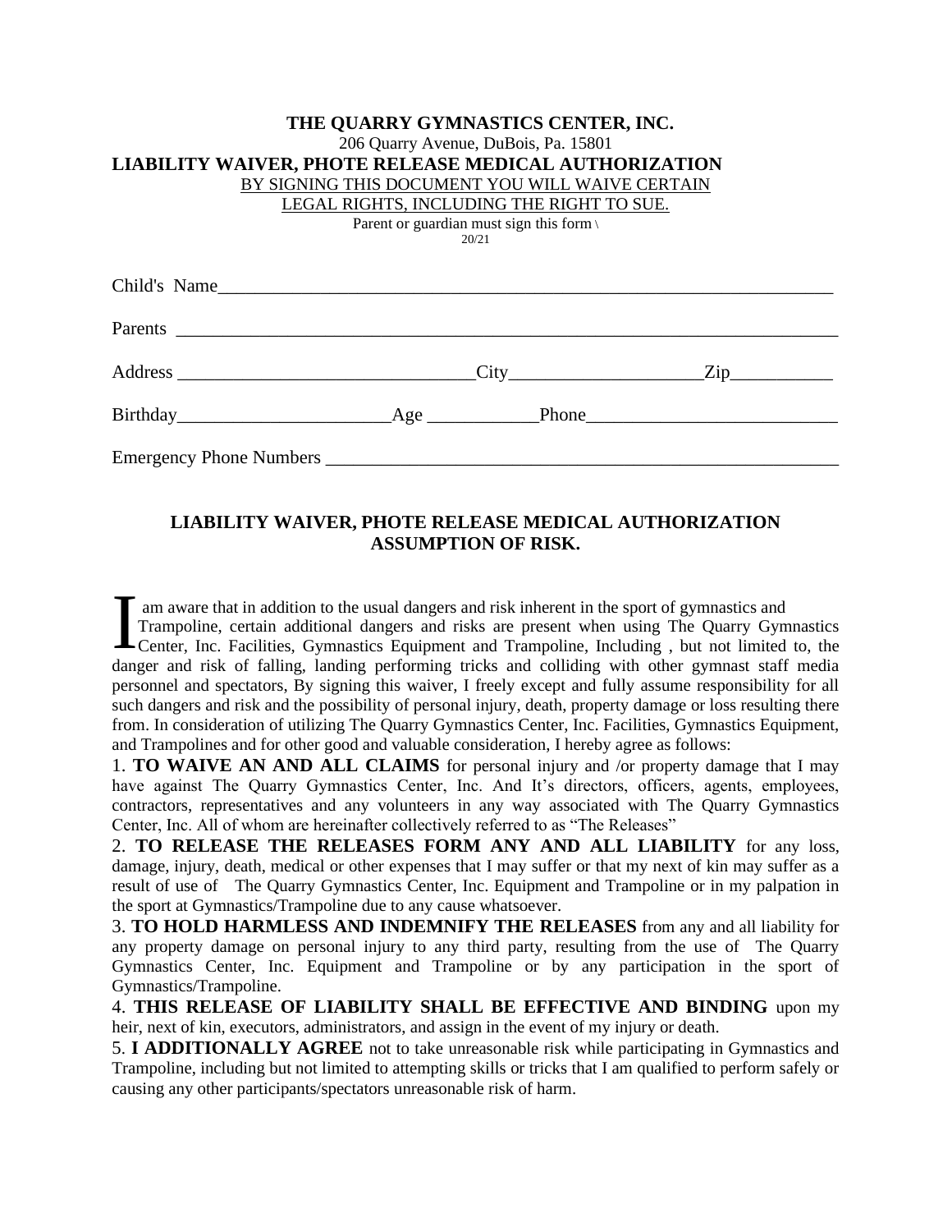# THE QUARRY GYMNASTICS CENTER, INC.

206 Quarry Avenue, DuBois, Pa. 15801

## LIABILITY WAIVER, PHOTE RELEASE MEDICAL AUTHORIZATION

BY SIGNING THIS DOCUMENT YOU WILL WAIVE CERTAIN LEGAL RIGHTS, INCLUDING THE RIGHT TO SUE.

Parent or guardian must sign this form \
20/21

Child's Name______________________________________________________________________

Parents ___________________________________________________________________________

Address ________________________________City____________________Zip___________

Birthday______________________Age ____________Phone___________________________

Emergency Phone Numbers ________________________________________________________

## LIABILITY WAIVER, PHOTE RELEASE MEDICAL AUTHORIZATION ASSUMPTION OF RISK.

I am aware that in addition to the usual dangers and risk inherent in the sport of gymnastics and Trampoline, certain additional dangers and risks are present when using The Quarry Gymnastics Center, Inc. Facilities, Gymnastics Equipment and Trampoline, Including , but not limited to, the danger and risk of falling, landing performing tricks and colliding with other gymnast staff media personnel and spectators, By signing this waiver, I freely except and fully assume responsibility for all such dangers and risk and the possibility of personal injury, death, property damage or loss resulting there from. In consideration of utilizing The Quarry Gymnastics Center, Inc. Facilities, Gymnastics Equipment, and Trampolines and for other good and valuable consideration, I hereby agree as follows:

1. **TO WAIVE AN AND ALL CLAIMS** for personal injury and /or property damage that I may have against The Quarry Gymnastics Center, Inc. And It's directors, officers, agents, employees, contractors, representatives and any volunteers in any way associated with The Quarry Gymnastics Center, Inc. All of whom are hereinafter collectively referred to as "The Releases"

2. **TO RELEASE THE RELEASES FORM ANY AND ALL LIABILITY** for any loss, damage, injury, death, medical or other expenses that I may suffer or that my next of kin may suffer as a result of use of The Quarry Gymnastics Center, Inc. Equipment and Trampoline or in my palpation in the sport at Gymnastics/Trampoline due to any cause whatsoever.

3. **TO HOLD HARMLESS AND INDEMNIFY THE RELEASES** from any and all liability for any property damage on personal injury to any third party, resulting from the use of The Quarry Gymnastics Center, Inc. Equipment and Trampoline or by any participation in the sport of Gymnastics/Trampoline.

4. **THIS RELEASE OF LIABILITY SHALL BE EFFECTIVE AND BINDING** upon my heir, next of kin, executors, administrators, and assign in the event of my injury or death.

5. **I ADDITIONALLY AGREE** not to take unreasonable risk while participating in Gymnastics and Trampoline, including but not limited to attempting skills or tricks that I am qualified to perform safely or causing any other participants/spectators unreasonable risk of harm.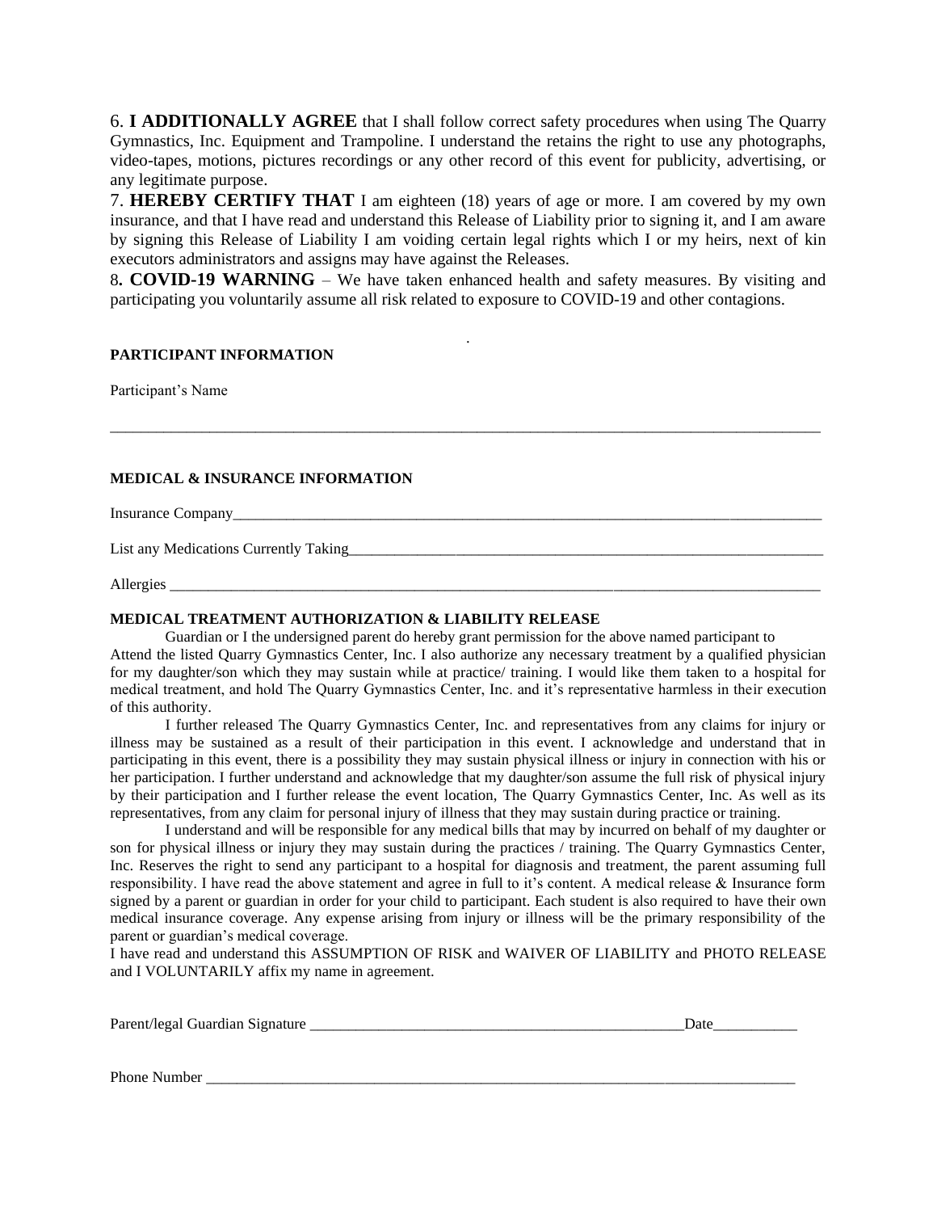6. **I ADDITIONALLY AGREE** that I shall follow correct safety procedures when using The Quarry Gymnastics, Inc. Equipment and Trampoline. I understand the retains the right to use any photographs, video-tapes, motions, pictures recordings or any other record of this event for publicity, advertising, or any legitimate purpose.

7. **HEREBY CERTIFY THAT** I am eighteen (18) years of age or more. I am covered by my own insurance, and that I have read and understand this Release of Liability prior to signing it, and I am aware by signing this Release of Liability I am voiding certain legal rights which I or my heirs, next of kin executors administrators and assigns may have against the Releases.

8**. COVID-19 WARNING** – We have taken enhanced health and safety measures. By visiting and participating you voluntarily assume all risk related to exposure to COVID-19 and other contagions.

.

**PARTICIPANT INFORMATION**

Participant's Name

_____________________________________________________________________________________________

**MEDICAL & INSURANCE INFORMATION**

Insurance Company_____________________________________________________________________________

List any Medications Currently Taking___________________________________________________________

Allergies ______________________________________________________________________________________

**MEDICAL TREATMENT AUTHORIZATION & LIABILITY RELEASE**

Guardian or I the undersigned parent do hereby grant permission for the above named participant to Attend the listed Quarry Gymnastics Center, Inc. I also authorize any necessary treatment by a qualified physician for my daughter/son which they may sustain while at practice/ training. I would like them taken to a hospital for medical treatment, and hold The Quarry Gymnastics Center, Inc. and it's representative harmless in their execution of this authority.

I further released The Quarry Gymnastics Center, Inc. and representatives from any claims for injury or illness may be sustained as a result of their participation in this event. I acknowledge and understand that in participating in this event, there is a possibility they may sustain physical illness or injury in connection with his or her participation. I further understand and acknowledge that my daughter/son assume the full risk of physical injury by their participation and I further release the event location, The Quarry Gymnastics Center, Inc. As well as its representatives, from any claim for personal injury of illness that they may sustain during practice or training.

I understand and will be responsible for any medical bills that may by incurred on behalf of my daughter or son for physical illness or injury they may sustain during the practices / training. The Quarry Gymnastics Center, Inc. Reserves the right to send any participant to a hospital for diagnosis and treatment, the parent assuming full responsibility. I have read the above statement and agree in full to it's content. A medical release & Insurance form signed by a parent or guardian in order for your child to participant. Each student is also required to have their own medical insurance coverage. Any expense arising from injury or illness will be the primary responsibility of the parent or guardian's medical coverage.

I have read and understand this ASSUMPTION OF RISK and WAIVER OF LIABILITY and PHOTO RELEASE and I VOLUNTARILY affix my name in agreement.

Parent/legal Guardian Signature ____________________________________________________Date___________

Phone Number ______________________________________________________________________________